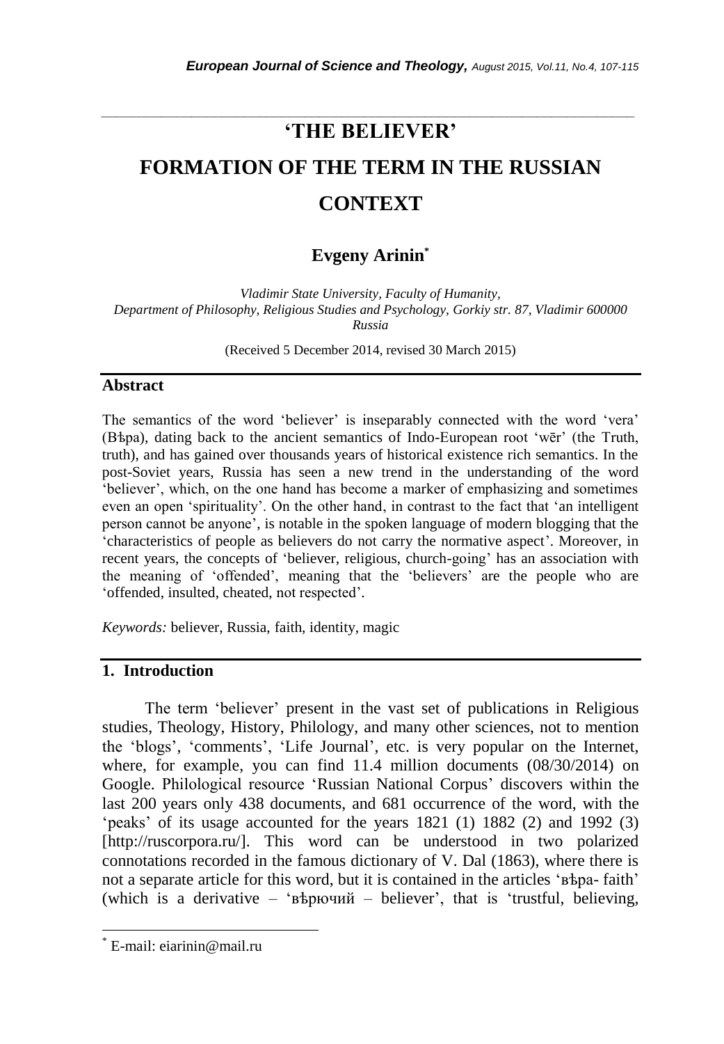# 'THE BELIEVER'

# FORMATION OF THE TERM IN THE RUSSIAN CONTEXT

**Evgeny Arinin[*]**

*Vladimir State University, Faculty of Humanity, Department of Philosophy, Religious Studies and Psychology, Gorkiy str. 87, Vladimir 600000 Russia*

(Received 5 December 2014, revised 30 March 2015)

## Abstract

The semantics of the word 'believer' is inseparably connected with the word 'vera' (Вѣра), dating back to the ancient semantics of Indo-European root 'wēr' (the Truth, truth), and has gained over thousands years of historical existence rich semantics. In the post-Soviet years, Russia has seen a new trend in the understanding of the word 'believer', which, on the one hand has become a marker of emphasizing and sometimes even an open 'spirituality'. On the other hand, in contrast to the fact that 'an intelligent person cannot be anyone', is notable in the spoken language of modern blogging that the 'characteristics of people as believers do not carry the normative aspect'. Moreover, in recent years, the concepts of 'believer, religious, church-going' has an association with the meaning of 'offended', meaning that the 'believers' are the people who are 'offended, insulted, cheated, not respected'.

*Keywords:* believer, Russia, faith, identity, magic

## 1. Introduction

The term 'believer' present in the vast set of publications in Religious studies, Theology, History, Philology, and many other sciences, not to mention the 'blogs', 'comments', 'Life Journal', etc. is very popular on the Internet, where, for example, you can find 11.4 million documents (08/30/2014) on Google. Philological resource 'Russian National Corpus' discovers within the last 200 years only 438 documents, and 681 occurrence of the word, with the 'peaks' of its usage accounted for the years 1821 (1) 1882 (2) and 1992 (3) [http://ruscorpora.ru/]. This word can be understood in two polarized connotations recorded in the famous dictionary of V. Dal (1863), where there is not a separate article for this word, but it is contained in the articles 'вѣра- faith' (which is a derivative – 'вѣрючий – believer', that is 'trustful, believing,

---

[*] E-mail: eiarinin@mail.ru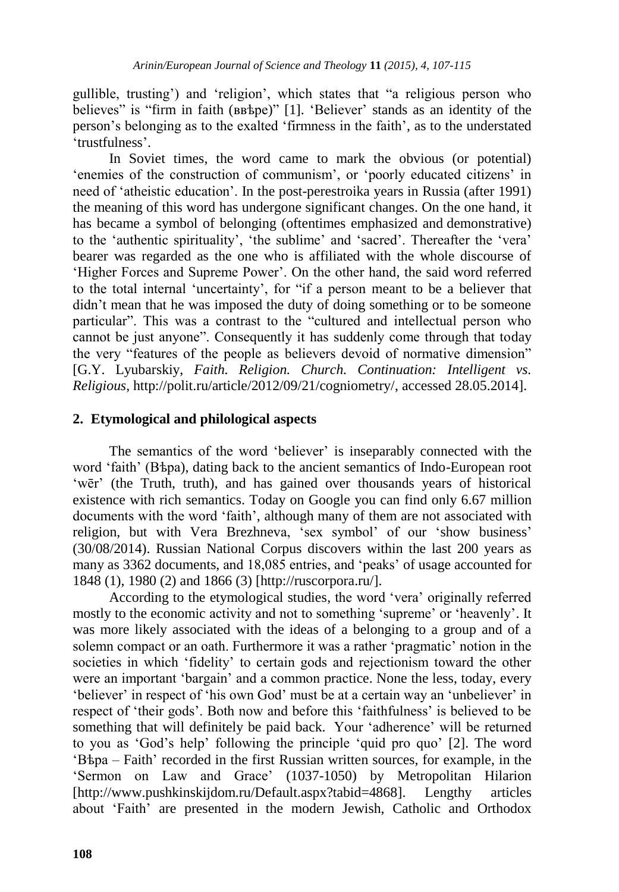gullible, trusting') and 'religion', which states that "a religious person who believes" is "firm in faith (ввѣре)" [1]. 'Believer' stands as an identity of the person's belonging as to the exalted 'firmness in the faith', as to the understated 'trustfulness'.

In Soviet times, the word came to mark the obvious (or potential) 'enemies of the construction of communism', or 'poorly educated citizens' in need of 'atheistic education'. In the post-perestroika years in Russia (after 1991) the meaning of this word has undergone significant changes. On the one hand, it has became a symbol of belonging (oftentimes emphasized and demonstrative) to the 'authentic spirituality', 'the sublime' and 'sacred'. Thereafter the 'vera' bearer was regarded as the one who is affiliated with the whole discourse of 'Higher Forces and Supreme Power'. On the other hand, the said word referred to the total internal 'uncertainty', for "if a person meant to be a believer that didn't mean that he was imposed the duty of doing something or to be someone particular". This was a contrast to the "cultured and intellectual person who cannot be just anyone". Consequently it has suddenly come through that today the very "features of the people as believers devoid of normative dimension" [G.Y. Lyubarskiy, *Faith. Religion. Church. Continuation: Intelligent vs. Religious*, http://polit.ru/article/2012/09/21/cogniometry/, accessed 28.05.2014].

## 2. Etymological and philological aspects

The semantics of the word 'believer' is inseparably connected with the word 'faith' (Вѣра), dating back to the ancient semantics of Indo-European root 'wēr' (the Truth, truth), and has gained over thousands years of historical existence with rich semantics. Today on Google you can find only 6.67 million documents with the word 'faith', although many of them are not associated with religion, but with Vera Brezhneva, 'sex symbol' of our 'show business' (30/08/2014). Russian National Corpus discovers within the last 200 years as many as 3362 documents, and 18,085 entries, and 'peaks' of usage accounted for 1848 (1), 1980 (2) and 1866 (3) [http://ruscorpora.ru/].

According to the etymological studies, the word 'vera' originally referred mostly to the economic activity and not to something 'supreme' or 'heavenly'. It was more likely associated with the ideas of a belonging to a group and of a solemn compact or an oath. Furthermore it was a rather 'pragmatic' notion in the societies in which 'fidelity' to certain gods and rejectionism toward the other were an important 'bargain' and a common practice. None the less, today, every 'believer' in respect of 'his own God' must be at a certain way an 'unbeliever' in respect of 'their gods'. Both now and before this 'faithfulness' is believed to be something that will definitely be paid back. Your 'adherence' will be returned to you as 'God's help' following the principle 'quid pro quo' [2]. The word 'Вѣра – Faith' recorded in the first Russian written sources, for example, in the 'Sermon on Law and Grace' (1037-1050) by Metropolitan Hilarion [http://www.pushkinskijdom.ru/Default.aspx?tabid=4868]. Lengthy articles about 'Faith' are presented in the modern Jewish, Catholic and Orthodox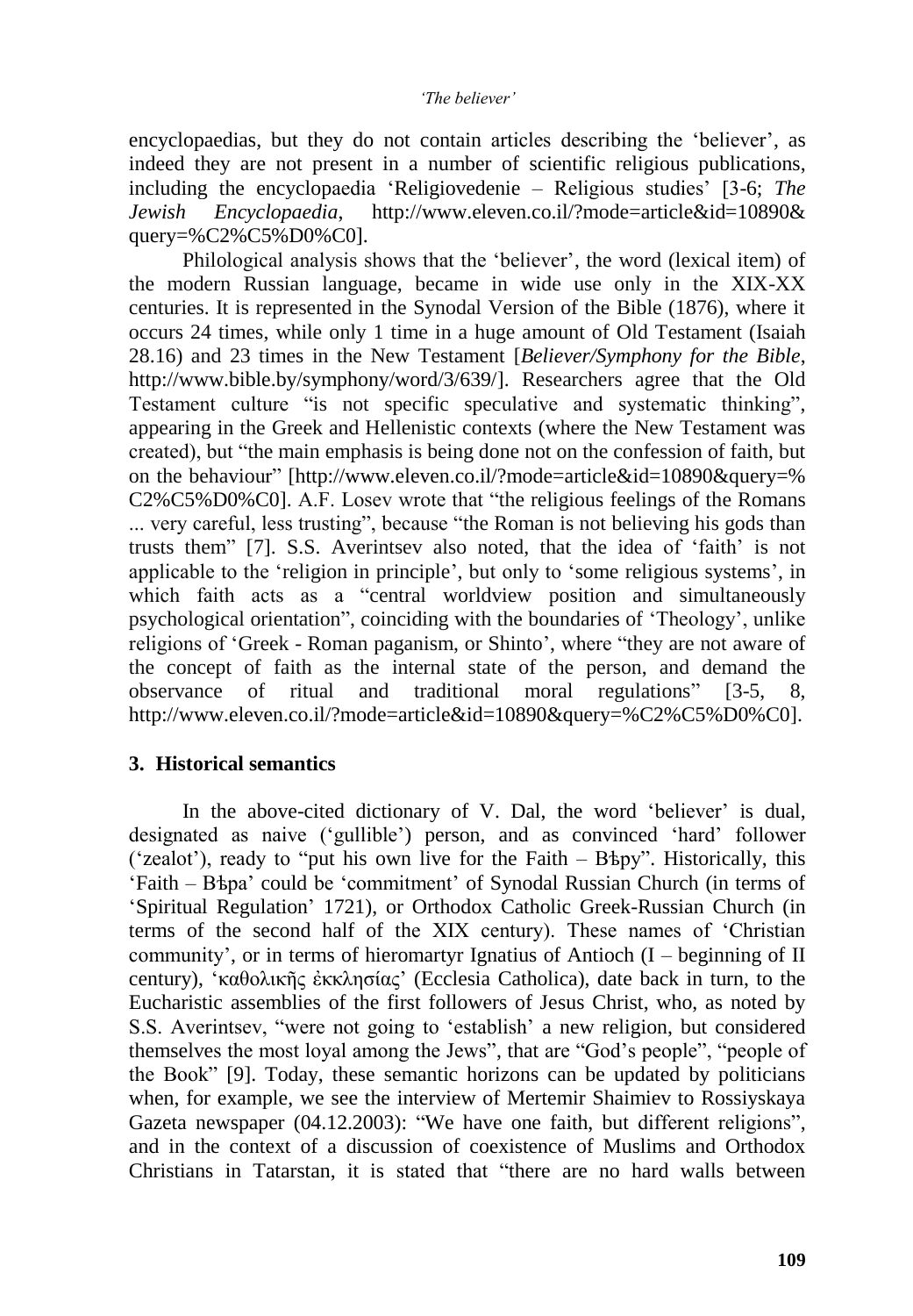encyclopaedias, but they do not contain articles describing the 'believer', as indeed they are not present in a number of scientific religious publications, including the encyclopaedia 'Religiovedenie – Religious studies' [3-6; *The Jewish Encyclopaedia*, http://www.eleven.co.il/?mode=article&id=10890&query=%C2%C5%D0%C0].

Philological analysis shows that the 'believer', the word (lexical item) of the modern Russian language, became in wide use only in the XIX-XX centuries. It is represented in the Synodal Version of the Bible (1876), where it occurs 24 times, while only 1 time in a huge amount of Old Testament (Isaiah 28.16) and 23 times in the New Testament [*Believer/Symphony for the Bible*, http://www.bible.by/symphony/word/3/639/]. Researchers agree that the Old Testament culture "is not specific speculative and systematic thinking", appearing in the Greek and Hellenistic contexts (where the New Testament was created), but "the main emphasis is being done not on the confession of faith, but on the behaviour" [http://www.eleven.co.il/?mode=article&id=10890&query=%C2%C5%D0%C0]. A.F. Losev wrote that "the religious feelings of the Romans ... very careful, less trusting", because "the Roman is not believing his gods than trusts them" [7]. S.S. Averintsev also noted, that the idea of 'faith' is not applicable to the 'religion in principle', but only to 'some religious systems', in which faith acts as a "central worldview position and simultaneously psychological orientation", coinciding with the boundaries of 'Theology', unlike religions of 'Greek - Roman paganism, or Shinto', where "they are not aware of the concept of faith as the internal state of the person, and demand the observance of ritual and traditional moral regulations" [3-5, 8, http://www.eleven.co.il/?mode=article&id=10890&query=%C2%C5%D0%C0].

## 3. Historical semantics

In the above-cited dictionary of V. Dal, the word 'believer' is dual, designated as naive ('gullible') person, and as convinced 'hard' follower ('zealot'), ready to "put his own live for the Faith – Вѣру". Historically, this 'Faith – Вѣра' could be 'commitment' of Synodal Russian Church (in terms of 'Spiritual Regulation' 1721), or Orthodox Catholic Greek-Russian Church (in terms of the second half of the XIX century). These names of 'Christian community', or in terms of hieromartyr Ignatius of Antioch (I – beginning of II century), 'καθολικῆς ἐκκλησίας' (Ecclesia Catholica), date back in turn, to the Eucharistic assemblies of the first followers of Jesus Christ, who, as noted by S.S. Averintsev, "were not going to 'establish' a new religion, but considered themselves the most loyal among the Jews", that are "God's people", "people of the Book" [9]. Today, these semantic horizons can be updated by politicians when, for example, we see the interview of Mertemir Shaimiev to Rossiyskaya Gazeta newspaper (04.12.2003): "We have one faith, but different religions", and in the context of a discussion of coexistence of Muslims and Orthodox Christians in Tatarstan, it is stated that "there are no hard walls between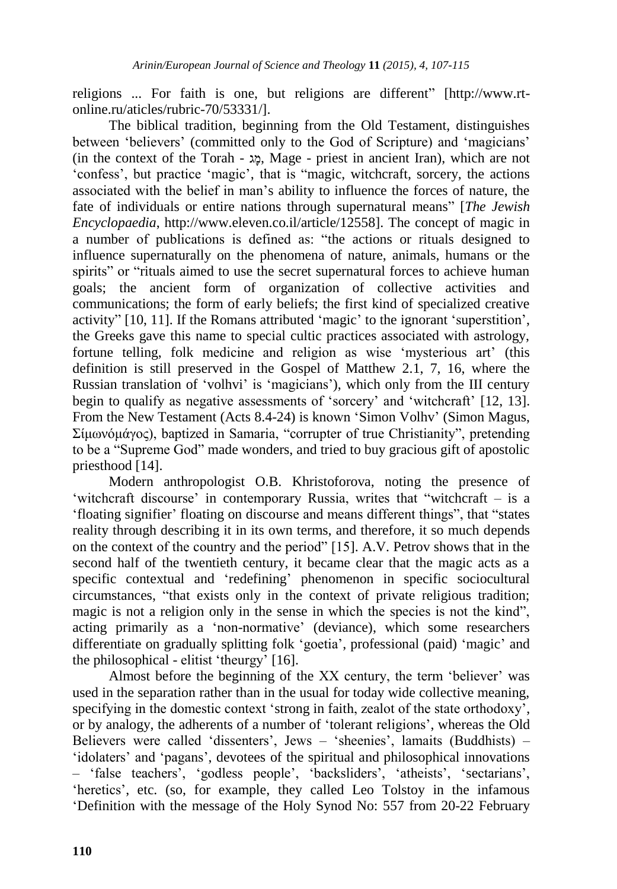religions ... For faith is one, but religions are different" [http://www.rt-online.ru/aticles/rubric-70/53331/].

The biblical tradition, beginning from the Old Testament, distinguishes between 'believers' (committed only to the God of Scripture) and 'magicians' (in the context of the Torah - מָג, Mage - priest in ancient Iran), which are not 'confess', but practice 'magic', that is "magic, witchcraft, sorcery, the actions associated with the belief in man's ability to influence the forces of nature, the fate of individuals or entire nations through supernatural means" [*The Jewish Encyclopaedia*, http://www.eleven.co.il/article/12558]. The concept of magic in a number of publications is defined as: "the actions or rituals designed to influence supernaturally on the phenomena of nature, animals, humans or the spirits" or "rituals aimed to use the secret supernatural forces to achieve human goals; the ancient form of organization of collective activities and communications; the form of early beliefs; the first kind of specialized creative activity" [10, 11]. If the Romans attributed 'magic' to the ignorant 'superstition', the Greeks gave this name to special cultic practices associated with astrology, fortune telling, folk medicine and religion as wise 'mysterious art' (this definition is still preserved in the Gospel of Matthew 2.1, 7, 16, where the Russian translation of 'volhvi' is 'magicians'), which only from the III century begin to qualify as negative assessments of 'sorcery' and 'witchcraft' [12, 13]. From the New Testament (Acts 8.4-24) is known 'Simon Volhv' (Simon Magus, Σίμωνόμάγος), baptized in Samaria, "corrupter of true Christianity", pretending to be a "Supreme God" made wonders, and tried to buy gracious gift of apostolic priesthood [14].

Modern anthropologist O.B. Khristoforova, noting the presence of 'witchcraft discourse' in contemporary Russia, writes that "witchcraft – is a 'floating signifier' floating on discourse and means different things", that "states reality through describing it in its own terms, and therefore, it so much depends on the context of the country and the period" [15]. A.V. Petrov shows that in the second half of the twentieth century, it became clear that the magic acts as a specific contextual and 'redefining' phenomenon in specific sociocultural circumstances, "that exists only in the context of private religious tradition; magic is not a religion only in the sense in which the species is not the kind", acting primarily as a 'non-normative' (deviance), which some researchers differentiate on gradually splitting folk 'goetia', professional (paid) 'magic' and the philosophical - elitist 'theurgy' [16].

Almost before the beginning of the XX century, the term 'believer' was used in the separation rather than in the usual for today wide collective meaning, specifying in the domestic context 'strong in faith, zealot of the state orthodoxy', or by analogy, the adherents of a number of 'tolerant religions', whereas the Old Believers were called 'dissenters', Jews – 'sheenies', lamaits (Buddhists) – 'idolaters' and 'pagans', devotees of the spiritual and philosophical innovations – 'false teachers', 'godless people', 'backsliders', 'atheists', 'sectarians', 'heretics', etc. (so, for example, they called Leo Tolstoy in the infamous 'Definition with the message of the Holy Synod No: 557 from 20-22 February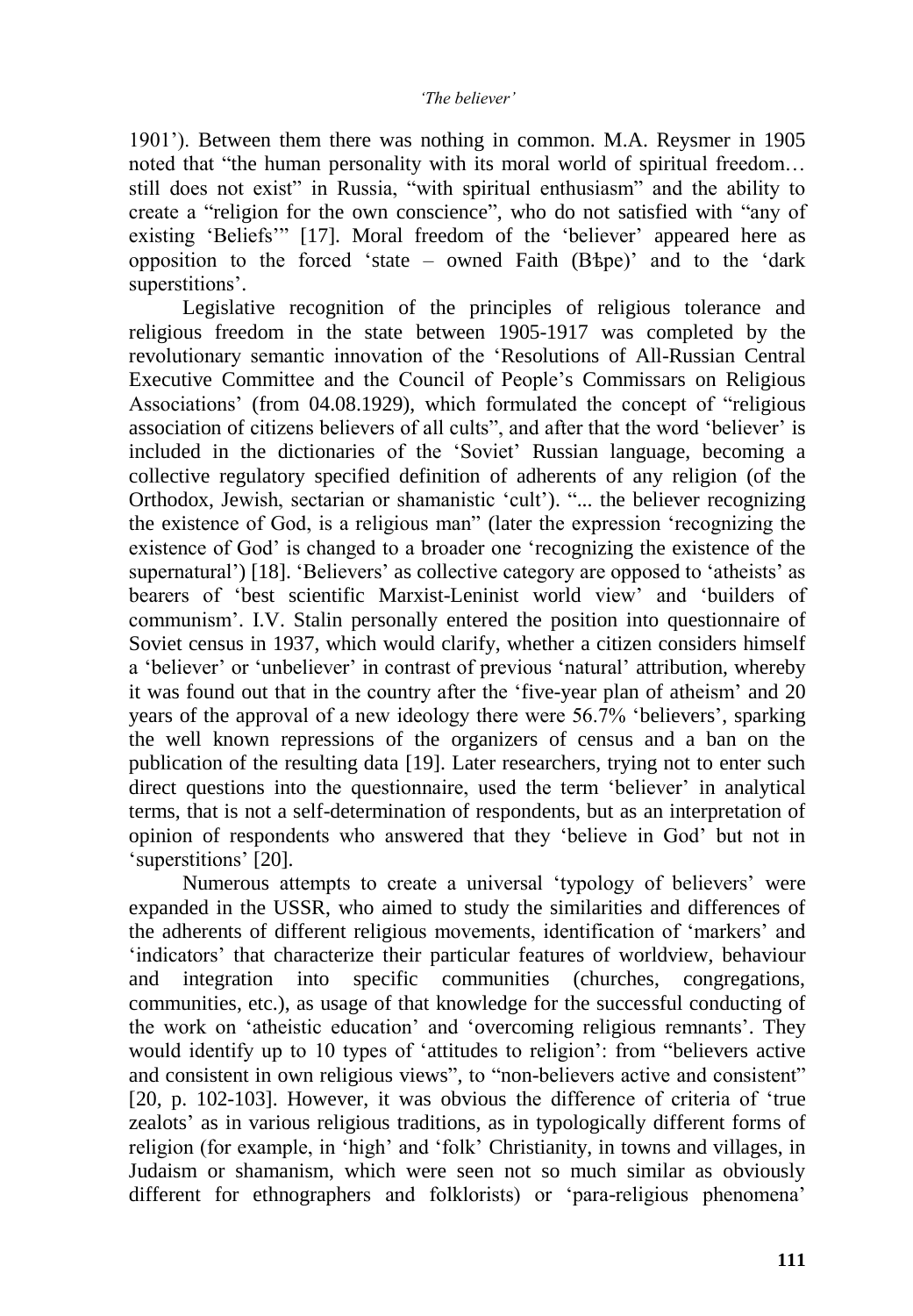1901'). Between them there was nothing in common. M.A. Reysmer in 1905 noted that "the human personality with its moral world of spiritual freedom… still does not exist" in Russia, "with spiritual enthusiasm" and the ability to create a "religion for the own conscience", who do not satisfied with "any of existing 'Beliefs'" [17]. Moral freedom of the 'believer' appeared here as opposition to the forced 'state – owned Faith (Вѣре)' and to the 'dark superstitions'.

Legislative recognition of the principles of religious tolerance and religious freedom in the state between 1905-1917 was completed by the revolutionary semantic innovation of the 'Resolutions of All-Russian Central Executive Committee and the Council of People's Commissars on Religious Associations' (from 04.08.1929), which formulated the concept of "religious association of citizens believers of all cults", and after that the word 'believer' is included in the dictionaries of the 'Soviet' Russian language, becoming a collective regulatory specified definition of adherents of any religion (of the Orthodox, Jewish, sectarian or shamanistic 'cult'). "... the believer recognizing the existence of God, is a religious man" (later the expression 'recognizing the existence of God' is changed to a broader one 'recognizing the existence of the supernatural') [18]. 'Believers' as collective category are opposed to 'atheists' as bearers of 'best scientific Marxist-Leninist world view' and 'builders of communism'. I.V. Stalin personally entered the position into questionnaire of Soviet census in 1937, which would clarify, whether a citizen considers himself a 'believer' or 'unbeliever' in contrast of previous 'natural' attribution, whereby it was found out that in the country after the 'five-year plan of atheism' and 20 years of the approval of a new ideology there were 56.7% 'believers', sparking the well known repressions of the organizers of census and a ban on the publication of the resulting data [19]. Later researchers, trying not to enter such direct questions into the questionnaire, used the term 'believer' in analytical terms, that is not a self-determination of respondents, but as an interpretation of opinion of respondents who answered that they 'believe in God' but not in 'superstitions' [20].

Numerous attempts to create a universal 'typology of believers' were expanded in the USSR, who aimed to study the similarities and differences of the adherents of different religious movements, identification of 'markers' and 'indicators' that characterize their particular features of worldview, behaviour and integration into specific communities (churches, congregations, communities, etc.), as usage of that knowledge for the successful conducting of the work on 'atheistic education' and 'overcoming religious remnants'. They would identify up to 10 types of 'attitudes to religion': from "believers active and consistent in own religious views", to "non-believers active and consistent" [20, p. 102-103]. However, it was obvious the difference of criteria of 'true zealots' as in various religious traditions, as in typologically different forms of religion (for example, in 'high' and 'folk' Christianity, in towns and villages, in Judaism or shamanism, which were seen not so much similar as obviously different for ethnographers and folklorists) or 'para-religious phenomena'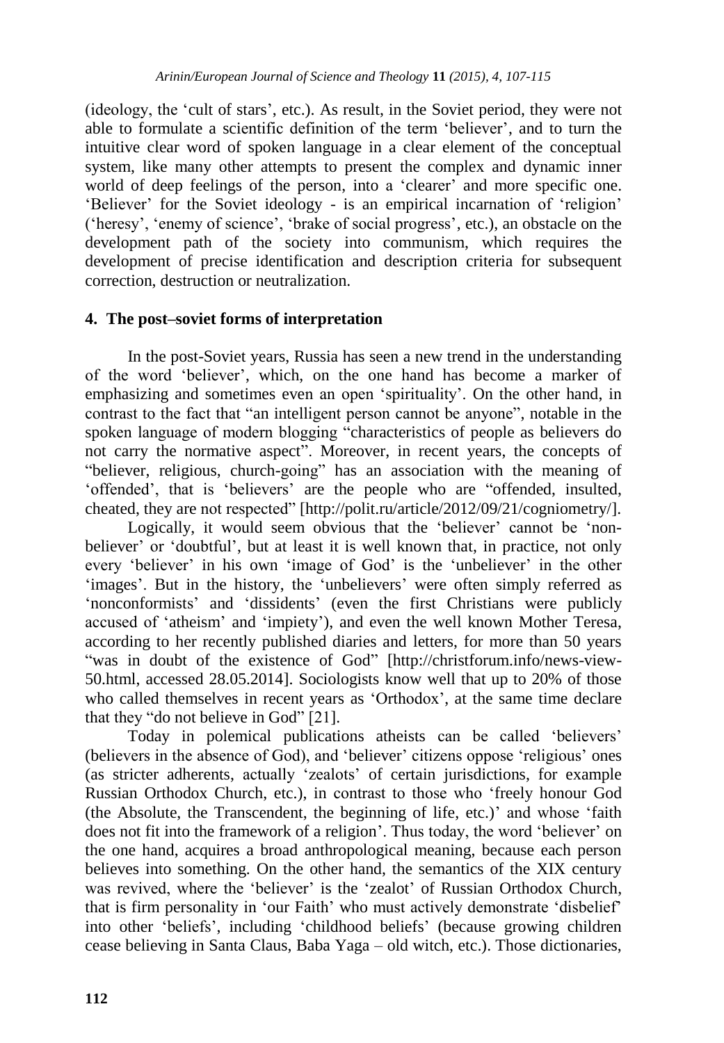(ideology, the 'cult of stars', etc.). As result, in the Soviet period, they were not able to formulate a scientific definition of the term 'believer', and to turn the intuitive clear word of spoken language in a clear element of the conceptual system, like many other attempts to present the complex and dynamic inner world of deep feelings of the person, into a 'clearer' and more specific one. 'Believer' for the Soviet ideology - is an empirical incarnation of 'religion' ('heresy', 'enemy of science', 'brake of social progress', etc.), an obstacle on the development path of the society into communism, which requires the development of precise identification and description criteria for subsequent correction, destruction or neutralization.

## 4. The post–soviet forms of interpretation

In the post-Soviet years, Russia has seen a new trend in the understanding of the word 'believer', which, on the one hand has become a marker of emphasizing and sometimes even an open 'spirituality'. On the other hand, in contrast to the fact that "an intelligent person cannot be anyone", notable in the spoken language of modern blogging "characteristics of people as believers do not carry the normative aspect". Moreover, in recent years, the concepts of "believer, religious, church-going" has an association with the meaning of 'offended', that is 'believers' are the people who are "offended, insulted, cheated, they are not respected" [http://polit.ru/article/2012/09/21/cogniometry/].

Logically, it would seem obvious that the 'believer' cannot be 'non-believer' or 'doubtful', but at least it is well known that, in practice, not only every 'believer' in his own 'image of God' is the 'unbeliever' in the other 'images'. But in the history, the 'unbelievers' were often simply referred as 'nonconformists' and 'dissidents' (even the first Christians were publicly accused of 'atheism' and 'impiety'), and even the well known Mother Teresa, according to her recently published diaries and letters, for more than 50 years "was in doubt of the existence of God" [http://christforum.info/news-view-50.html, accessed 28.05.2014]. Sociologists know well that up to 20% of those who called themselves in recent years as 'Orthodox', at the same time declare that they "do not believe in God" [21].

Today in polemical publications atheists can be called 'believers' (believers in the absence of God), and 'believer' citizens oppose 'religious' ones (as stricter adherents, actually 'zealots' of certain jurisdictions, for example Russian Orthodox Church, etc.), in contrast to those who 'freely honour God (the Absolute, the Transcendent, the beginning of life, etc.)' and whose 'faith does not fit into the framework of a religion'. Thus today, the word 'believer' on the one hand, acquires a broad anthropological meaning, because each person believes into something. On the other hand, the semantics of the XIX century was revived, where the 'believer' is the 'zealot' of Russian Orthodox Church, that is firm personality in 'our Faith' who must actively demonstrate 'disbelief' into other 'beliefs', including 'childhood beliefs' (because growing children cease believing in Santa Claus, Baba Yaga – old witch, etc.). Those dictionaries,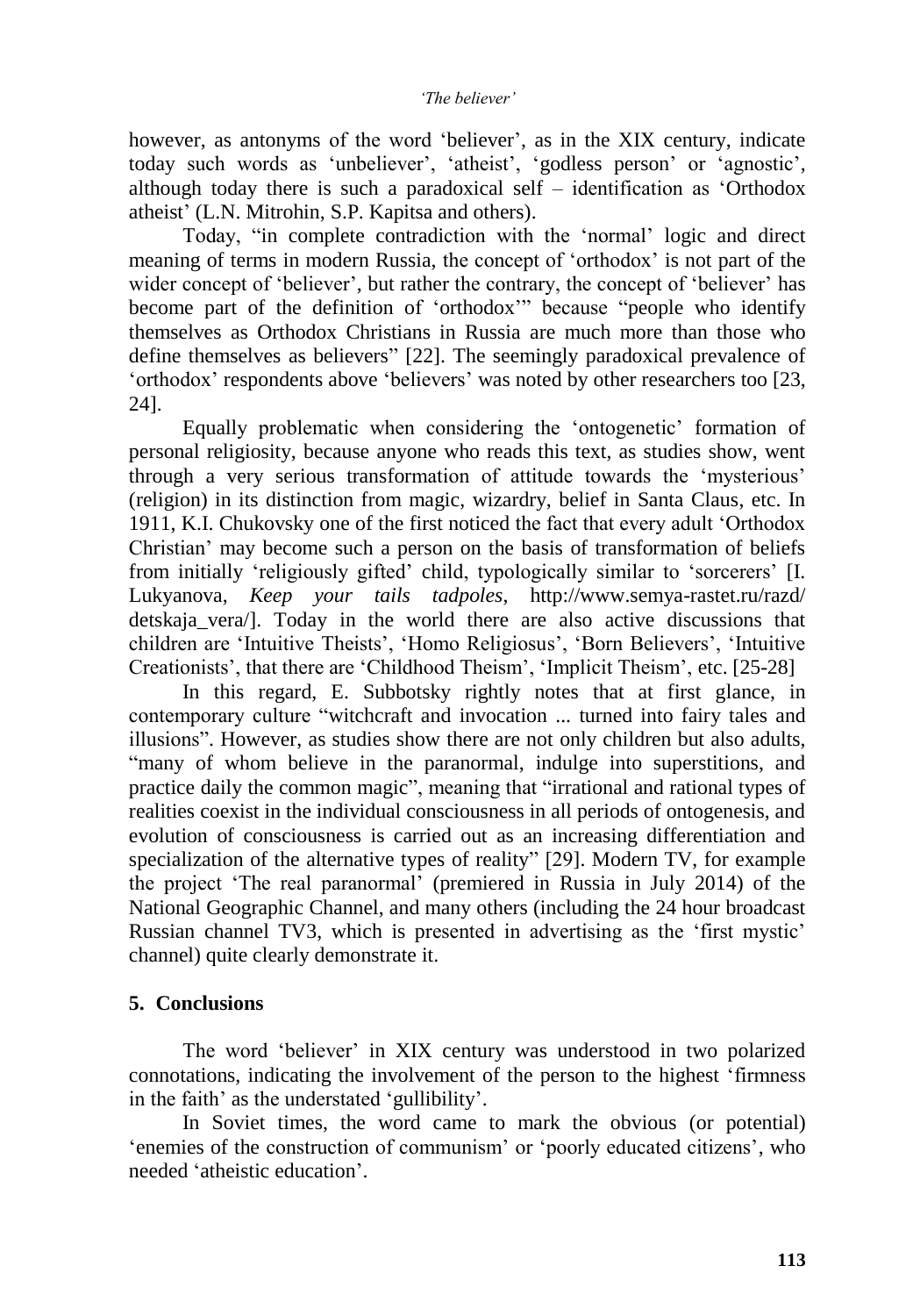however, as antonyms of the word 'believer', as in the XIX century, indicate today such words as 'unbeliever', 'atheist', 'godless person' or 'agnostic', although today there is such a paradoxical self – identification as 'Orthodox atheist' (L.N. Mitrohin, S.P. Kapitsa and others).

Today, "in complete contradiction with the 'normal' logic and direct meaning of terms in modern Russia, the concept of 'orthodox' is not part of the wider concept of 'believer', but rather the contrary, the concept of 'believer' has become part of the definition of 'orthodox'" because "people who identify themselves as Orthodox Christians in Russia are much more than those who define themselves as believers" [22]. The seemingly paradoxical prevalence of 'orthodox' respondents above 'believers' was noted by other researchers too [23, 24].

Equally problematic when considering the 'ontogenetic' formation of personal religiosity, because anyone who reads this text, as studies show, went through a very serious transformation of attitude towards the 'mysterious' (religion) in its distinction from magic, wizardry, belief in Santa Claus, etc. In 1911, K.I. Chukovsky one of the first noticed the fact that every adult 'Orthodox Christian' may become such a person on the basis of transformation of beliefs from initially 'religiously gifted' child, typologically similar to 'sorcerers' [I. Lukyanova, *Keep your tails tadpoles*, http://www.semya-rastet.ru/razd/detskaja_vera/]. Today in the world there are also active discussions that children are 'Intuitive Theists', 'Homo Religiosus', 'Born Believers', 'Intuitive Creationists', that there are 'Childhood Theism', 'Implicit Theism', etc. [25-28]

In this regard, E. Subbotsky rightly notes that at first glance, in contemporary culture "witchcraft and invocation ... turned into fairy tales and illusions". However, as studies show there are not only children but also adults, "many of whom believe in the paranormal, indulge into superstitions, and practice daily the common magic", meaning that "irrational and rational types of realities coexist in the individual consciousness in all periods of ontogenesis, and evolution of consciousness is carried out as an increasing differentiation and specialization of the alternative types of reality" [29]. Modern TV, for example the project 'The real paranormal' (premiered in Russia in July 2014) of the National Geographic Channel, and many others (including the 24 hour broadcast Russian channel TV3, which is presented in advertising as the 'first mystic' channel) quite clearly demonstrate it.

## 5. Conclusions

The word 'believer' in XIX century was understood in two polarized connotations, indicating the involvement of the person to the highest 'firmness in the faith' as the understated 'gullibility'.

In Soviet times, the word came to mark the obvious (or potential) 'enemies of the construction of communism' or 'poorly educated citizens', who needed 'atheistic education'.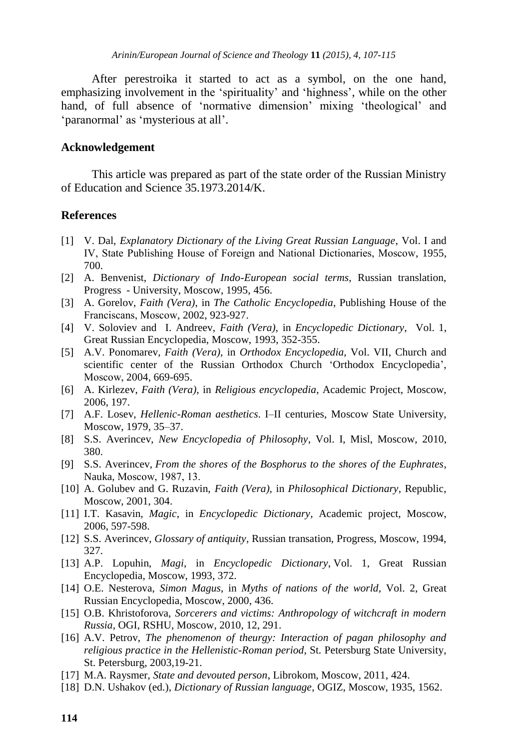After perestroika it started to act as a symbol, on the one hand, emphasizing involvement in the 'spirituality' and 'highness', while on the other hand, of full absence of 'normative dimension' mixing 'theological' and 'paranormal' as 'mysterious at all'.

## Acknowledgement

This article was prepared as part of the state order of the Russian Ministry of Education and Science 35.1973.2014/K.

## References

[1] V. Dal, *Explanatory Dictionary of the Living Great Russian Language*, Vol. I and IV, State Publishing House of Foreign and National Dictionaries, Moscow, 1955, 700.

[2] A. Benvenist, *Dictionary of Indo-European social terms*, Russian translation, Progress - University, Moscow, 1995, 456.

[3] A. Gorelov, *Faith (Vera)*, in *The Catholic Encyclopedia*, Publishing House of the Franciscans, Moscow, 2002, 923-927.

[4] V. Soloviev and I. Andreev, *Faith (Vera)*, in *Encyclopedic Dictionary*, Vol. 1, Great Russian Encyclopedia, Moscow, 1993, 352-355.

[5] A.V. Ponomarev, *Faith (Vera)*, in *Orthodox Encyclopedia*, Vol. VII, Church and scientific center of the Russian Orthodox Church 'Orthodox Encyclopedia', Moscow, 2004, 669-695.

[6] A. Kirlezev, *Faith (Vera)*, in *Religious encyclopedia*, Academic Project, Moscow, 2006, 197.

[7] A.F. Losev, *Hellenic-Roman aesthetics*. I–II centuries, Moscow State University, Moscow, 1979, 35–37.

[8] S.S. Averincev, *New Encyclopedia of Philosophy*, Vol. I, Misl, Moscow, 2010, 380.

[9] S.S. Averincev, *From the shores of the Bosphorus to the shores of the Euphrates*, Nauka, Moscow, 1987, 13.

[10] A. Golubev and G. Ruzavin, *Faith (Vera)*, in *Philosophical Dictionary*, Republic, Moscow, 2001, 304.

[11] I.T. Kasavin, *Magic*, in *Encyclopedic Dictionary*, Academic project, Moscow, 2006, 597-598.

[12] S.S. Averincev, *Glossary of antiquity*, Russian transation, Progress, Moscow, 1994, 327.

[13] A.P. Lopuhin, *Magi*, in *Encyclopedic Dictionary*, Vol. 1, Great Russian Encyclopedia, Moscow, 1993, 372.

[14] O.E. Nesterova, *Simon Magus*, in *Myths of nations of the world*, Vol. 2, Great Russian Encyclopedia, Moscow, 2000, 436.

[15] O.B. Khristoforova, *Sorcerers and victims: Anthropology of witchcraft in modern Russia*, OGI, RSHU, Moscow, 2010, 12, 291.

[16] A.V. Petrov, *The phenomenon of theurgy: Interaction of pagan philosophy and religious practice in the Hellenistic-Roman period*, St. Petersburg State University, St. Petersburg, 2003,19-21.

[17] M.A. Raysmer, *State and devouted person*, Librokom, Moscow, 2011, 424.

[18] D.N. Ushakov (ed.), *Dictionary of Russian language*, OGIZ, Moscow, 1935, 1562.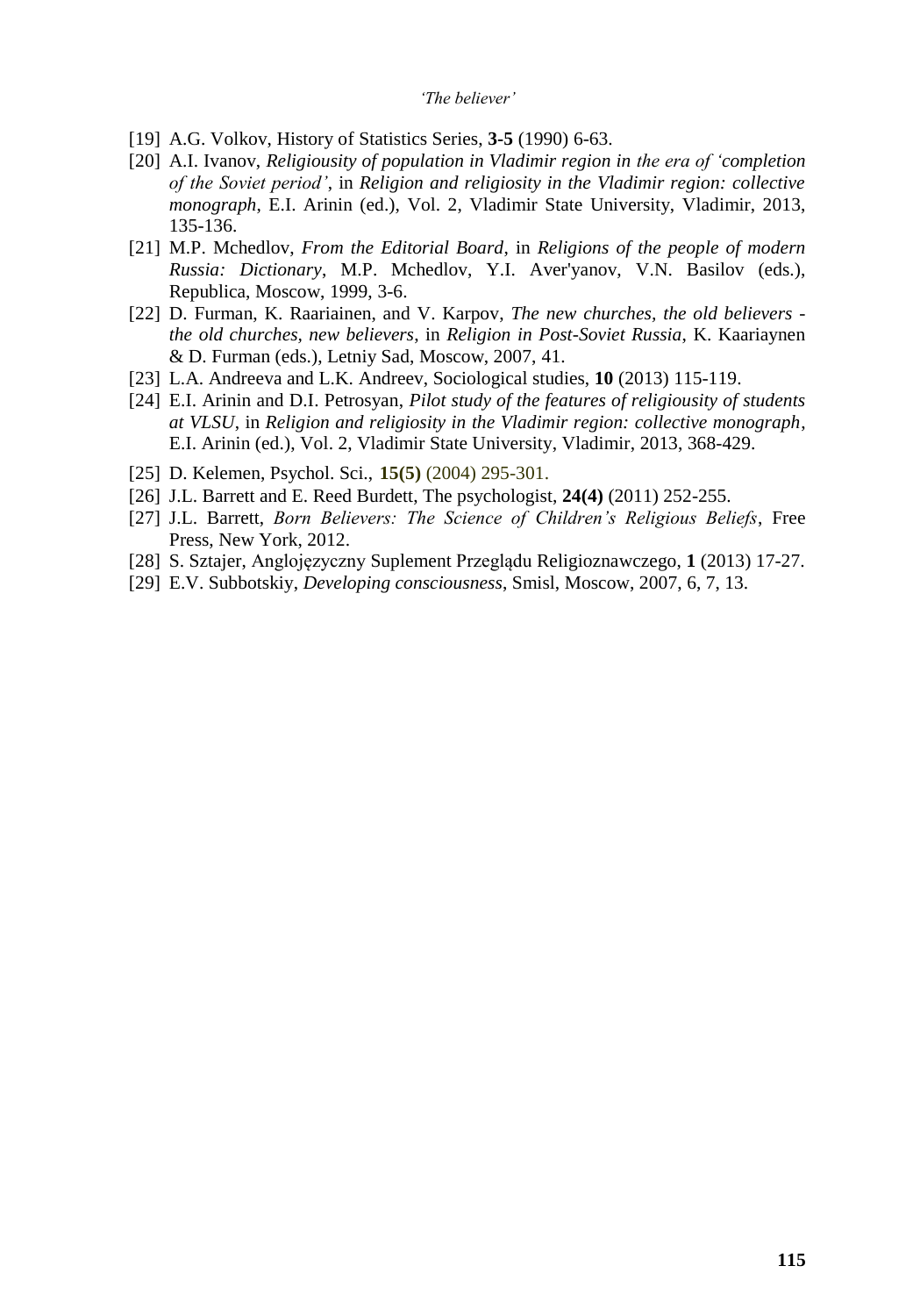[19] A.G. Volkov, History of Statistics Series, **3-5** (1990) 6-63.

[20] A.I. Ivanov, *Religiousity of population in Vladimir region in the era of 'completion of the Soviet period'*, in *Religion and religiosity in the Vladimir region: collective monograph*, E.I. Arinin (ed.), Vol. 2, Vladimir State University, Vladimir, 2013, 135-136.

[21] M.P. Mchedlov, *From the Editorial Board*, in *Religions of the people of modern Russia: Dictionary*, M.P. Mchedlov, Y.I. Aver'yanov, V.N. Basilov (eds.), Republica, Moscow, 1999, 3-6.

[22] D. Furman, K. Raariainen, and V. Karpov, *The new churches, the old believers - the old churches, new believers*, in *Religion in Post-Soviet Russia*, K. Kaariaynen & D. Furman (eds.), Letniy Sad, Moscow, 2007, 41.

[23] L.A. Andreeva and L.K. Andreev, Sociological studies, **10** (2013) 115-119.

[24] E.I. Arinin and D.I. Petrosyan, *Pilot study of the features of religiousity of students at VLSU*, in *Religion and religiosity in the Vladimir region: collective monograph*, E.I. Arinin (ed.), Vol. 2, Vladimir State University, Vladimir, 2013, 368-429.

[25] D. Kelemen, Psychol. Sci., **15(5)** (2004) 295-301.

[26] J.L. Barrett and E. Reed Burdett, The psychologist, **24(4)** (2011) 252-255.

[27] J.L. Barrett, *Born Believers: The Science of Children's Religious Beliefs*, Free Press, New York, 2012.

[28] S. Sztajer, Anglojęzyczny Suplement Przeglądu Religioznawczego, **1** (2013) 17-27.

[29] E.V. Subbotskiy, *Developing consciousness*, Smisl, Moscow, 2007, 6, 7, 13.